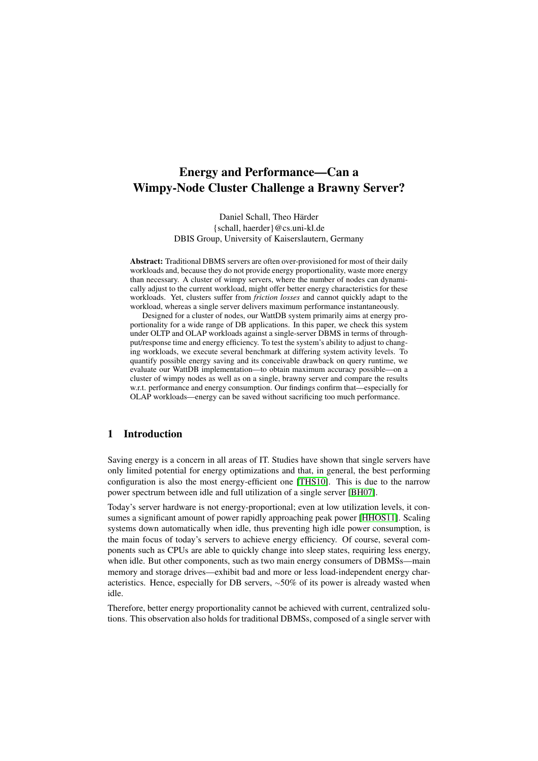# Energy and Performance—Can a Wimpy-Node Cluster Challenge a Brawny Server?

Daniel Schall, Theo Härder
{schall, haerder}@cs.uni-kl.de
DBIS Group, University of Kaiserslautern, Germany

**Abstract:** Traditional DBMS servers are often over-provisioned for most of their daily workloads and, because they do not provide energy proportionality, waste more energy than necessary. A cluster of wimpy servers, where the number of nodes can dynamically adjust to the current workload, might offer better energy characteristics for these workloads. Yet, clusters suffer from *friction losses* and cannot quickly adapt to the workload, whereas a single server delivers maximum performance instantaneously.

Designed for a cluster of nodes, our WattDB system primarily aims at energy proportionality for a wide range of DB applications. In this paper, we check this system under OLTP and OLAP workloads against a single-server DBMS in terms of throughput/response time and energy efficiency. To test the system's ability to adjust to changing workloads, we execute several benchmark at differing system activity levels. To quantify possible energy saving and its conceivable drawback on query runtime, we evaluate our WattDB implementation—to obtain maximum accuracy possible—on a cluster of wimpy nodes as well as on a single, brawny server and compare the results w.r.t. performance and energy consumption. Our findings confirm that—especially for OLAP workloads—energy can be saved without sacrificing too much performance.

## 1 Introduction

Saving energy is a concern in all areas of IT. Studies have shown that single servers have only limited potential for energy optimizations and that, in general, the best performing configuration is also the most energy-efficient one [THS10]. This is due to the narrow power spectrum between idle and full utilization of a single server [BH07].

Today's server hardware is not energy-proportional; even at low utilization levels, it consumes a significant amount of power rapidly approaching peak power [HHOS11]. Scaling systems down automatically when idle, thus preventing high idle power consumption, is the main focus of today's servers to achieve energy efficiency. Of course, several components such as CPUs are able to quickly change into sleep states, requiring less energy, when idle. But other components, such as two main energy consumers of DBMSs—main memory and storage drives—exhibit bad and more or less load-independent energy characteristics. Hence, especially for DB servers, ~50% of its power is already wasted when idle.

Therefore, better energy proportionality cannot be achieved with current, centralized solutions. This observation also holds for traditional DBMSs, composed of a single server with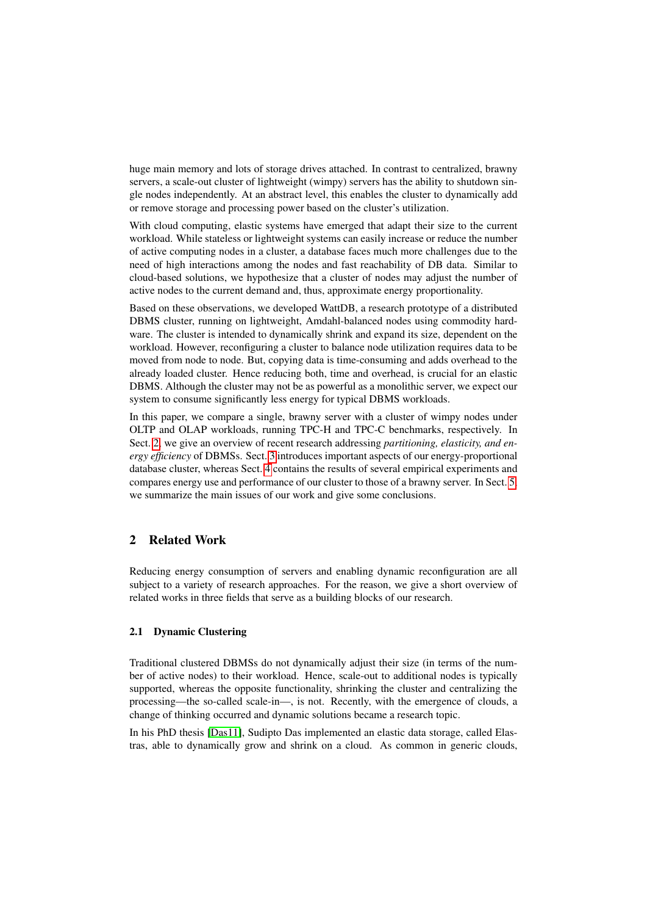huge main memory and lots of storage drives attached. In contrast to centralized, brawny servers, a scale-out cluster of lightweight (wimpy) servers has the ability to shutdown single nodes independently. At an abstract level, this enables the cluster to dynamically add or remove storage and processing power based on the cluster's utilization.

With cloud computing, elastic systems have emerged that adapt their size to the current workload. While stateless or lightweight systems can easily increase or reduce the number of active computing nodes in a cluster, a database faces much more challenges due to the need of high interactions among the nodes and fast reachability of DB data. Similar to cloud-based solutions, we hypothesize that a cluster of nodes may adjust the number of active nodes to the current demand and, thus, approximate energy proportionality.

Based on these observations, we developed WattDB, a research prototype of a distributed DBMS cluster, running on lightweight, Amdahl-balanced nodes using commodity hardware. The cluster is intended to dynamically shrink and expand its size, dependent on the workload. However, reconfiguring a cluster to balance node utilization requires data to be moved from node to node. But, copying data is time-consuming and adds overhead to the already loaded cluster. Hence reducing both, time and overhead, is crucial for an elastic DBMS. Although the cluster may not be as powerful as a monolithic server, we expect our system to consume significantly less energy for typical DBMS workloads.

In this paper, we compare a single, brawny server with a cluster of wimpy nodes under OLTP and OLAP workloads, running TPC-H and TPC-C benchmarks, respectively. In Sect. 2, we give an overview of recent research addressing *partitioning, elasticity, and energy efficiency* of DBMSs. Sect. 3 introduces important aspects of our energy-proportional database cluster, whereas Sect. 4 contains the results of several empirical experiments and compares energy use and performance of our cluster to those of a brawny server. In Sect. 5, we summarize the main issues of our work and give some conclusions.

## 2 Related Work

Reducing energy consumption of servers and enabling dynamic reconfiguration are all subject to a variety of research approaches. For the reason, we give a short overview of related works in three fields that serve as a building blocks of our research.

### 2.1 Dynamic Clustering

Traditional clustered DBMSs do not dynamically adjust their size (in terms of the number of active nodes) to their workload. Hence, scale-out to additional nodes is typically supported, whereas the opposite functionality, shrinking the cluster and centralizing the processing—the so-called scale-in—, is not. Recently, with the emergence of clouds, a change of thinking occurred and dynamic solutions became a research topic.

In his PhD thesis [Das11], Sudipto Das implemented an elastic data storage, called Elastras, able to dynamically grow and shrink on a cloud. As common in generic clouds,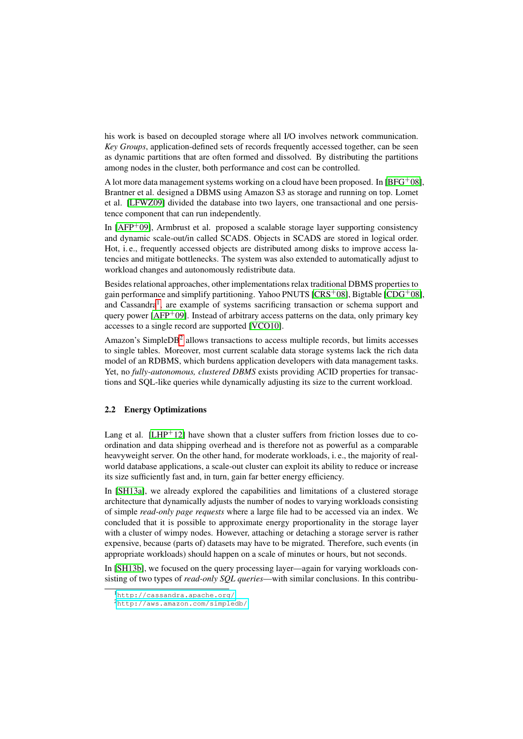his work is based on decoupled storage where all I/O involves network communication. *Key Groups*, application-defined sets of records frequently accessed together, can be seen as dynamic partitions that are often formed and dissolved. By distributing the partitions among nodes in the cluster, both performance and cost can be controlled.

A lot more data management systems working on a cloud have been proposed. In [BFG+08], Brantner et al. designed a DBMS using Amazon S3 as storage and running on top. Lomet et al. [LFWZ09] divided the database into two layers, one transactional and one persistence component that can run independently.

In [AFP+09], Armbrust et al. proposed a scalable storage layer supporting consistency and dynamic scale-out/in called SCADS. Objects in SCADS are stored in logical order. Hot, i. e., frequently accessed objects are distributed among disks to improve access latencies and mitigate bottlenecks. The system was also extended to automatically adjust to workload changes and autonomously redistribute data.

Besides relational approaches, other implementations relax traditional DBMS properties to gain performance and simplify partitioning. Yahoo PNUTS [CRS+08], Bigtable [CDG+08], and Cassandra[1], are example of systems sacrificing transaction or schema support and query power [AFP+09]. Instead of arbitrary access patterns on the data, only primary key accesses to a single record are supported [VCO10].

Amazon's SimpleDB[2] allows transactions to access multiple records, but limits accesses to single tables. Moreover, most current scalable data storage systems lack the rich data model of an RDBMS, which burdens application developers with data management tasks. Yet, no *fully-autonomous, clustered DBMS* exists providing ACID properties for transactions and SQL-like queries while dynamically adjusting its size to the current workload.

### 2.2 Energy Optimizations

Lang et al. [LHP+12] have shown that a cluster suffers from friction losses due to coordination and data shipping overhead and is therefore not as powerful as a comparable heavyweight server. On the other hand, for moderate workloads, i. e., the majority of real-world database applications, a scale-out cluster can exploit its ability to reduce or increase its size sufficiently fast and, in turn, gain far better energy efficiency.

In [SH13a], we already explored the capabilities and limitations of a clustered storage architecture that dynamically adjusts the number of nodes to varying workloads consisting of simple *read-only page requests* where a large file had to be accessed via an index. We concluded that it is possible to approximate energy proportionality in the storage layer with a cluster of wimpy nodes. However, attaching or detaching a storage server is rather expensive, because (parts of) datasets may have to be migrated. Therefore, such events (in appropriate workloads) should happen on a scale of minutes or hours, but not seconds.

In [SH13b], we focused on the query processing layer—again for varying workloads consisting of two types of *read-only SQL queries*—with similar conclusions. In this contribu-

[1] http://cassandra.apache.org/
[2] http://aws.amazon.com/simpledb/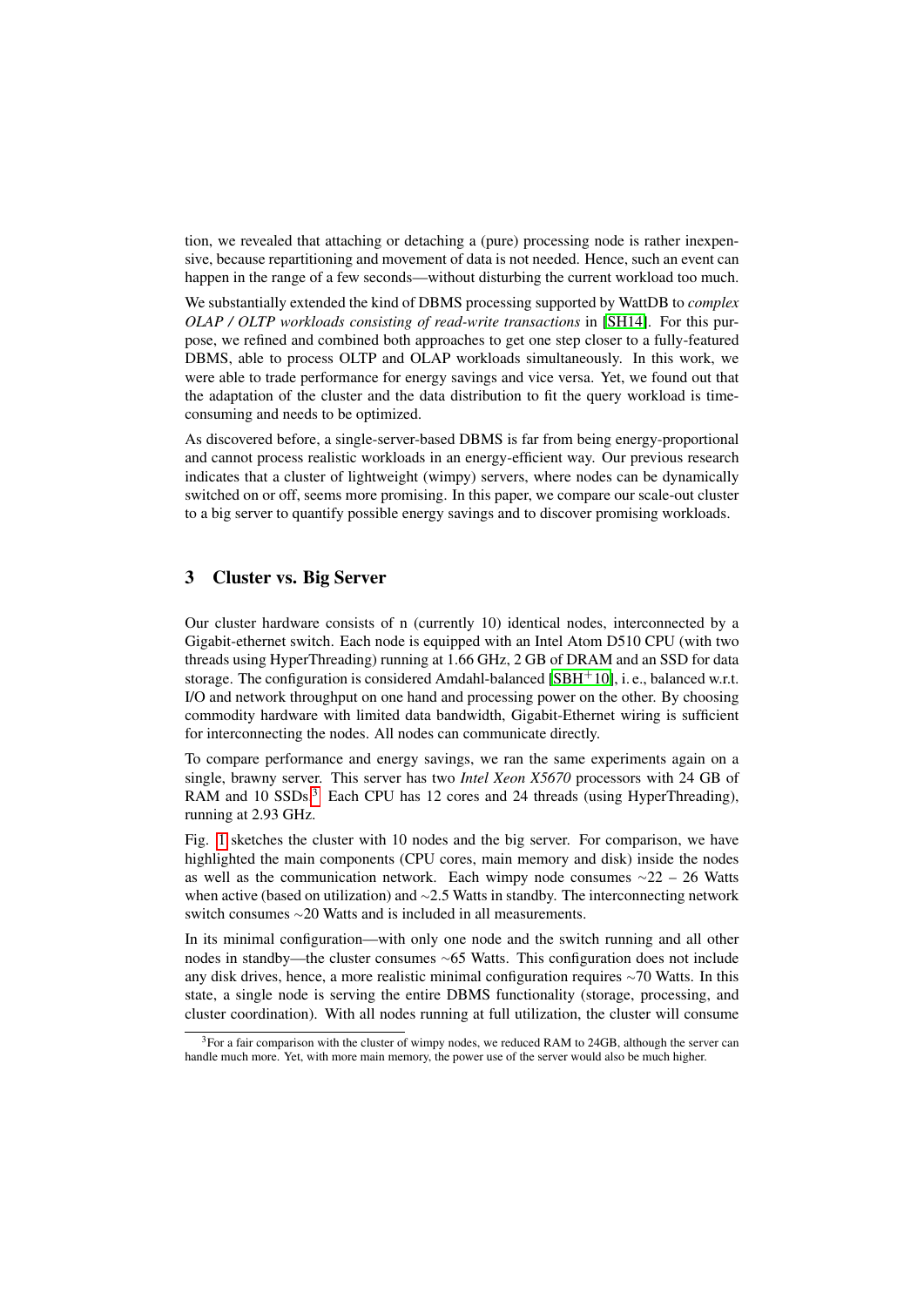tion, we revealed that attaching or detaching a (pure) processing node is rather inexpensive, because repartitioning and movement of data is not needed. Hence, such an event can happen in the range of a few seconds—without disturbing the current workload too much.

We substantially extended the kind of DBMS processing supported by WattDB to *complex OLAP / OLTP workloads consisting of read-write transactions* in [SH14]. For this purpose, we refined and combined both approaches to get one step closer to a fully-featured DBMS, able to process OLTP and OLAP workloads simultaneously. In this work, we were able to trade performance for energy savings and vice versa. Yet, we found out that the adaptation of the cluster and the data distribution to fit the query workload is time-consuming and needs to be optimized.

As discovered before, a single-server-based DBMS is far from being energy-proportional and cannot process realistic workloads in an energy-efficient way. Our previous research indicates that a cluster of lightweight (wimpy) servers, where nodes can be dynamically switched on or off, seems more promising. In this paper, we compare our scale-out cluster to a big server to quantify possible energy savings and to discover promising workloads.

## 3 Cluster vs. Big Server

Our cluster hardware consists of n (currently 10) identical nodes, interconnected by a Gigabit-ethernet switch. Each node is equipped with an Intel Atom D510 CPU (with two threads using HyperThreading) running at 1.66 GHz, 2 GB of DRAM and an SSD for data storage. The configuration is considered Amdahl-balanced [SBH+10], i. e., balanced w.r.t. I/O and network throughput on one hand and processing power on the other. By choosing commodity hardware with limited data bandwidth, Gigabit-Ethernet wiring is sufficient for interconnecting the nodes. All nodes can communicate directly.

To compare performance and energy savings, we ran the same experiments again on a single, brawny server. This server has two *Intel Xeon X5670* processors with 24 GB of RAM and 10 SSDs.[3] Each CPU has 12 cores and 24 threads (using HyperThreading), running at 2.93 GHz.

Fig. 1 sketches the cluster with 10 nodes and the big server. For comparison, we have highlighted the main components (CPU cores, main memory and disk) inside the nodes as well as the communication network. Each wimpy node consumes ~22 – 26 Watts when active (based on utilization) and ~2.5 Watts in standby. The interconnecting network switch consumes ~20 Watts and is included in all measurements.

In its minimal configuration—with only one node and the switch running and all other nodes in standby—the cluster consumes ~65 Watts. This configuration does not include any disk drives, hence, a more realistic minimal configuration requires ~70 Watts. In this state, a single node is serving the entire DBMS functionality (storage, processing, and cluster coordination). With all nodes running at full utilization, the cluster will consume

[3] For a fair comparison with the cluster of wimpy nodes, we reduced RAM to 24GB, although the server can handle much more. Yet, with more main memory, the power use of the server would also be much higher.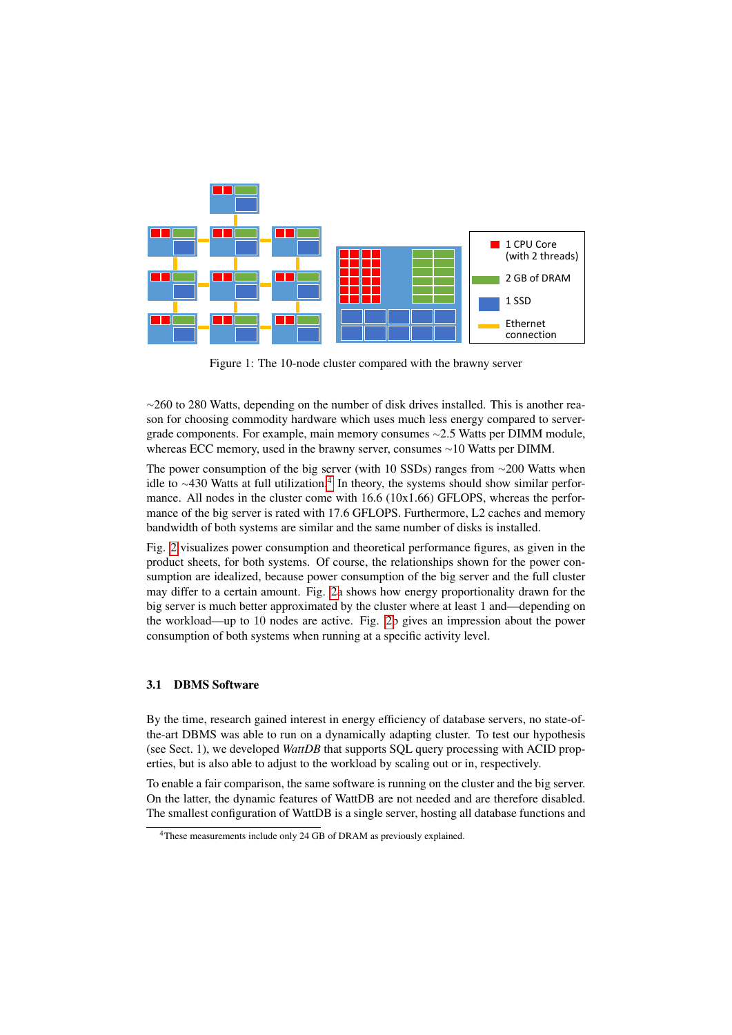Figure 1: The 10-node cluster compared with the brawny server

~260 to 280 Watts, depending on the number of disk drives installed. This is another reason for choosing commodity hardware which uses much less energy compared to server-grade components. For example, main memory consumes ~2.5 Watts per DIMM module, whereas ECC memory, used in the brawny server, consumes ~10 Watts per DIMM.

The power consumption of the big server (with 10 SSDs) ranges from ~200 Watts when idle to ~430 Watts at full utilization.[4] In theory, the systems should show similar performance. All nodes in the cluster come with 16.6 (10x1.66) GFLOPS, whereas the performance of the big server is rated with 17.6 GFLOPS. Furthermore, L2 caches and memory bandwidth of both systems are similar and the same number of disks is installed.

Fig. 2 visualizes power consumption and theoretical performance figures, as given in the product sheets, for both systems. Of course, the relationships shown for the power consumption are idealized, because power consumption of the big server and the full cluster may differ to a certain amount. Fig. 2a shows how energy proportionality drawn for the big server is much better approximated by the cluster where at least 1 and—depending on the workload—up to 10 nodes are active. Fig. 2b gives an impression about the power consumption of both systems when running at a specific activity level.

### 3.1 DBMS Software

By the time, research gained interest in energy efficiency of database servers, no state-of-the-art DBMS was able to run on a dynamically adapting cluster. To test our hypothesis (see Sect. 1), we developed *WattDB* that supports SQL query processing with ACID properties, but is also able to adjust to the workload by scaling out or in, respectively.

To enable a fair comparison, the same software is running on the cluster and the big server. On the latter, the dynamic features of WattDB are not needed and are therefore disabled. The smallest configuration of WattDB is a single server, hosting all database functions and

[4] These measurements include only 24 GB of DRAM as previously explained.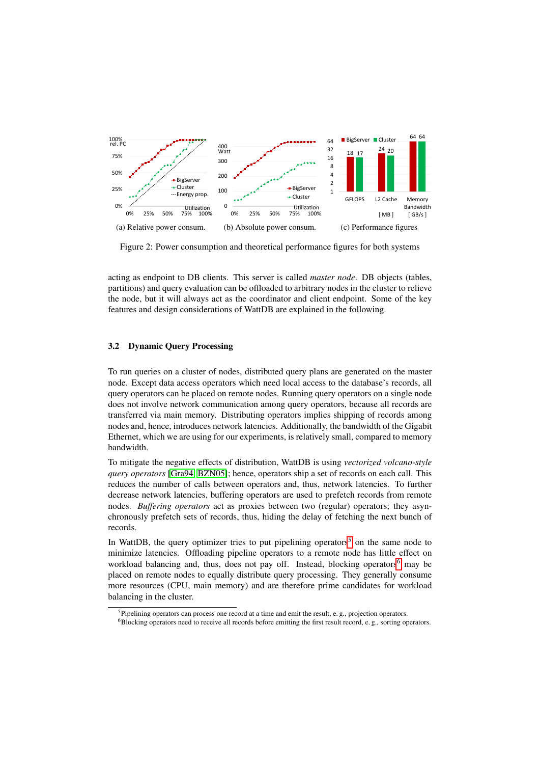(a) Relative power consum.

(b) Absolute power consum.

(c) Performance figures

Figure 2: Power consumption and theoretical performance figures for both systems

acting as endpoint to DB clients. This server is called *master node*. DB objects (tables, partitions) and query evaluation can be offloaded to arbitrary nodes in the cluster to relieve the node, but it will always act as the coordinator and client endpoint. Some of the key features and design considerations of WattDB are explained in the following.

### 3.2 Dynamic Query Processing

To run queries on a cluster of nodes, distributed query plans are generated on the master node. Except data access operators which need local access to the database's records, all query operators can be placed on remote nodes. Running query operators on a single node does not involve network communication among query operators, because all records are transferred via main memory. Distributing operators implies shipping of records among nodes and, hence, introduces network latencies. Additionally, the bandwidth of the Gigabit Ethernet, which we are using for our experiments, is relatively small, compared to memory bandwidth.

To mitigate the negative effects of distribution, WattDB is using *vectorized volcano-style query operators* [Gra94, BZN05]; hence, operators ship a set of records on each call. This reduces the number of calls between operators and, thus, network latencies. To further decrease network latencies, buffering operators are used to prefetch records from remote nodes. *Buffering operators* act as proxies between two (regular) operators; they asynchronously prefetch sets of records, thus, hiding the delay of fetching the next bunch of records.

In WattDB, the query optimizer tries to put pipelining operators[5] on the same node to minimize latencies. Offloading pipeline operators to a remote node has little effect on workload balancing and, thus, does not pay off. Instead, blocking operators[6] may be placed on remote nodes to equally distribute query processing. They generally consume more resources (CPU, main memory) and are therefore prime candidates for workload balancing in the cluster.

[5] Pipelining operators can process one record at a time and emit the result, e. g., projection operators.

[6] Blocking operators need to receive all records before emitting the first result record, e. g., sorting operators.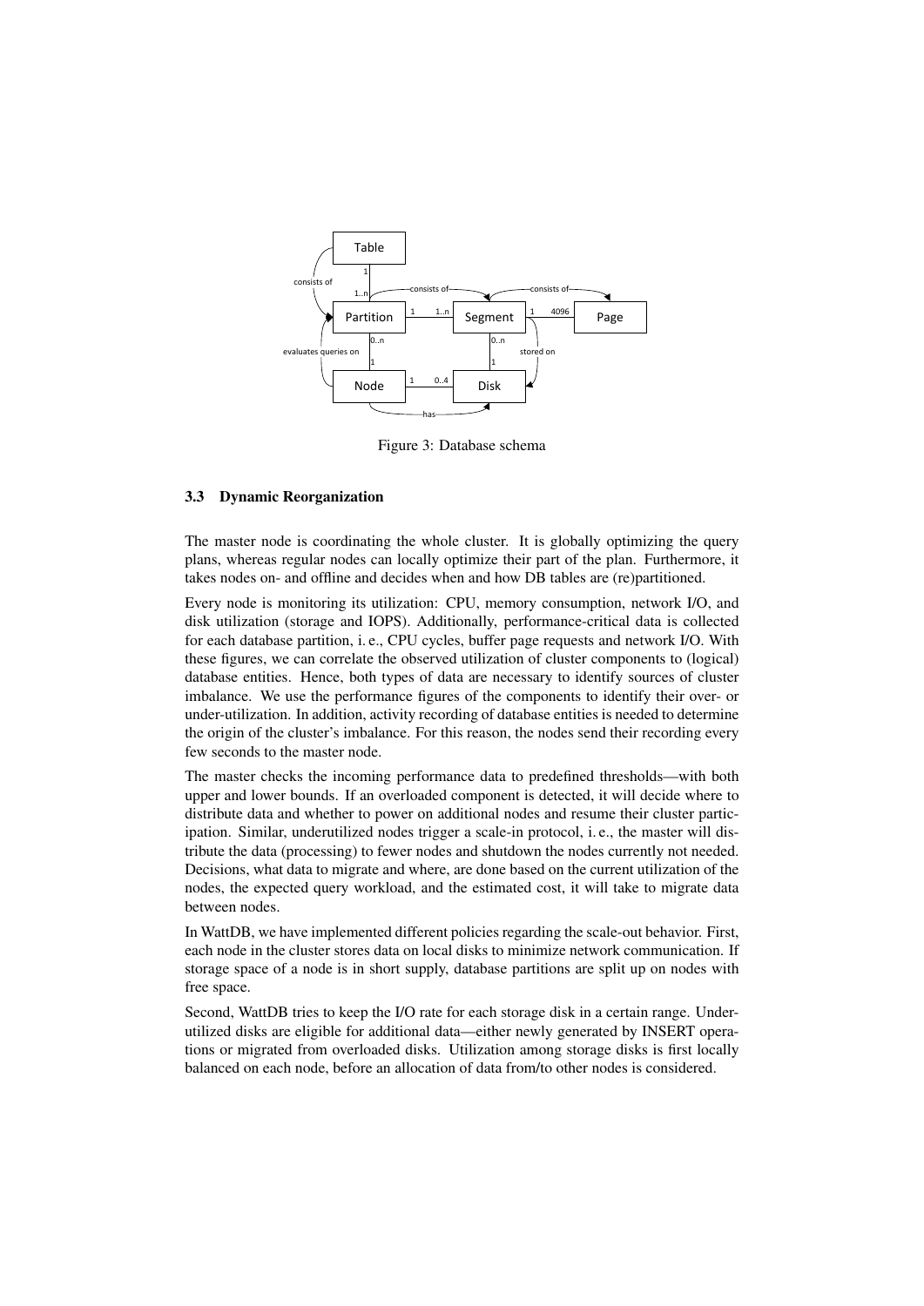Figure 3: Database schema

### 3.3 Dynamic Reorganization

The master node is coordinating the whole cluster. It is globally optimizing the query plans, whereas regular nodes can locally optimize their part of the plan. Furthermore, it takes nodes on- and offline and decides when and how DB tables are (re)partitioned.

Every node is monitoring its utilization: CPU, memory consumption, network I/O, and disk utilization (storage and IOPS). Additionally, performance-critical data is collected for each database partition, i. e., CPU cycles, buffer page requests and network I/O. With these figures, we can correlate the observed utilization of cluster components to (logical) database entities. Hence, both types of data are necessary to identify sources of cluster imbalance. We use the performance figures of the components to identify their over- or under-utilization. In addition, activity recording of database entities is needed to determine the origin of the cluster's imbalance. For this reason, the nodes send their recording every few seconds to the master node.

The master checks the incoming performance data to predefined thresholds—with both upper and lower bounds. If an overloaded component is detected, it will decide where to distribute data and whether to power on additional nodes and resume their cluster participation. Similar, underutilized nodes trigger a scale-in protocol, i. e., the master will distribute the data (processing) to fewer nodes and shutdown the nodes currently not needed. Decisions, what data to migrate and where, are done based on the current utilization of the nodes, the expected query workload, and the estimated cost, it will take to migrate data between nodes.

In WattDB, we have implemented different policies regarding the scale-out behavior. First, each node in the cluster stores data on local disks to minimize network communication. If storage space of a node is in short supply, database partitions are split up on nodes with free space.

Second, WattDB tries to keep the I/O rate for each storage disk in a certain range. Underutilized disks are eligible for additional data—either newly generated by INSERT operations or migrated from overloaded disks. Utilization among storage disks is first locally balanced on each node, before an allocation of data from/to other nodes is considered.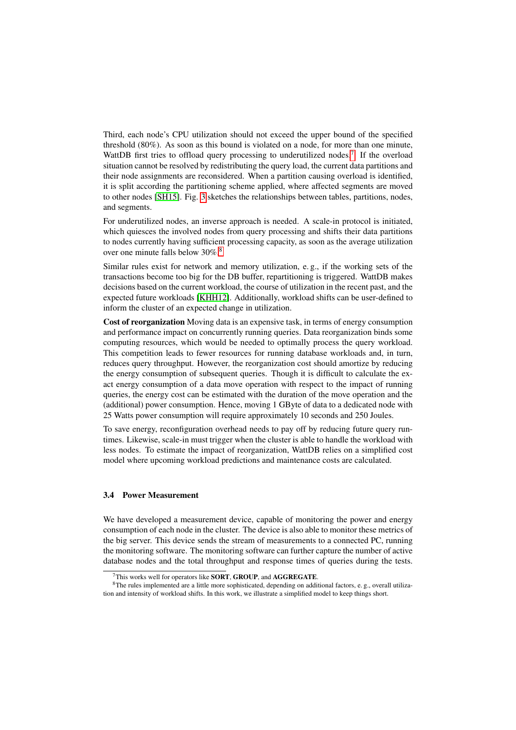Third, each node's CPU utilization should not exceed the upper bound of the specified threshold (80%). As soon as this bound is violated on a node, for more than one minute, WattDB first tries to offload query processing to underutilized nodes[7]. If the overload situation cannot be resolved by redistributing the query load, the current data partitions and their node assignments are reconsidered. When a partition causing overload is identified, it is split according the partitioning scheme applied, where affected segments are moved to other nodes [SH15]. Fig. 3 sketches the relationships between tables, partitions, nodes, and segments.

For underutilized nodes, an inverse approach is needed. A scale-in protocol is initiated, which quiesces the involved nodes from query processing and shifts their data partitions to nodes currently having sufficient processing capacity, as soon as the average utilization over one minute falls below 30%.[8]

Similar rules exist for network and memory utilization, e. g., if the working sets of the transactions become too big for the DB buffer, repartitioning is triggered. WattDB makes decisions based on the current workload, the course of utilization in the recent past, and the expected future workloads [KHH12]. Additionally, workload shifts can be user-defined to inform the cluster of an expected change in utilization.

**Cost of reorganization** Moving data is an expensive task, in terms of energy consumption and performance impact on concurrently running queries. Data reorganization binds some computing resources, which would be needed to optimally process the query workload. This competition leads to fewer resources for running database workloads and, in turn, reduces query throughput. However, the reorganization cost should amortize by reducing the energy consumption of subsequent queries. Though it is difficult to calculate the exact energy consumption of a data move operation with respect to the impact of running queries, the energy cost can be estimated with the duration of the move operation and the (additional) power consumption. Hence, moving 1 GByte of data to a dedicated node with 25 Watts power consumption will require approximately 10 seconds and 250 Joules.

To save energy, reconfiguration overhead needs to pay off by reducing future query runtimes. Likewise, scale-in must trigger when the cluster is able to handle the workload with less nodes. To estimate the impact of reorganization, WattDB relies on a simplified cost model where upcoming workload predictions and maintenance costs are calculated.

### 3.4 Power Measurement

We have developed a measurement device, capable of monitoring the power and energy consumption of each node in the cluster. The device is also able to monitor these metrics of the big server. This device sends the stream of measurements to a connected PC, running the monitoring software. The monitoring software can further capture the number of active database nodes and the total throughput and response times of queries during the tests.

[7] This works well for operators like **SORT**, **GROUP**, and **AGGREGATE**.

[8] The rules implemented are a little more sophisticated, depending on additional factors, e. g., overall utilization and intensity of workload shifts. In this work, we illustrate a simplified model to keep things short.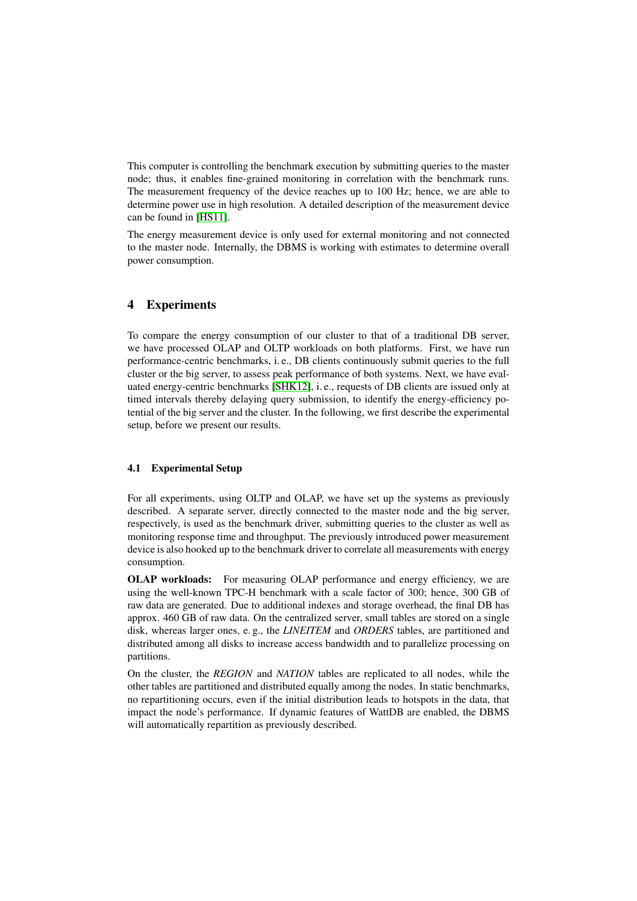This computer is controlling the benchmark execution by submitting queries to the master node; thus, it enables fine-grained monitoring in correlation with the benchmark runs. The measurement frequency of the device reaches up to 100 Hz; hence, we are able to determine power use in high resolution. A detailed description of the measurement device can be found in [HS11].

The energy measurement device is only used for external monitoring and not connected to the master node. Internally, the DBMS is working with estimates to determine overall power consumption.

## 4 Experiments

To compare the energy consumption of our cluster to that of a traditional DB server, we have processed OLAP and OLTP workloads on both platforms. First, we have run performance-centric benchmarks, i. e., DB clients continuously submit queries to the full cluster or the big server, to assess peak performance of both systems. Next, we have evaluated energy-centric benchmarks [SHK12], i. e., requests of DB clients are issued only at timed intervals thereby delaying query submission, to identify the energy-efficiency potential of the big server and the cluster. In the following, we first describe the experimental setup, before we present our results.

### 4.1 Experimental Setup

For all experiments, using OLTP and OLAP, we have set up the systems as previously described. A separate server, directly connected to the master node and the big server, respectively, is used as the benchmark driver, submitting queries to the cluster as well as monitoring response time and throughput. The previously introduced power measurement device is also hooked up to the benchmark driver to correlate all measurements with energy consumption.

**OLAP workloads:** For measuring OLAP performance and energy efficiency, we are using the well-known TPC-H benchmark with a scale factor of 300; hence, 300 GB of raw data are generated. Due to additional indexes and storage overhead, the final DB has approx. 460 GB of raw data. On the centralized server, small tables are stored on a single disk, whereas larger ones, e. g., the *LINEITEM* and *ORDERS* tables, are partitioned and distributed among all disks to increase access bandwidth and to parallelize processing on partitions.

On the cluster, the *REGION* and *NATION* tables are replicated to all nodes, while the other tables are partitioned and distributed equally among the nodes. In static benchmarks, no repartitioning occurs, even if the initial distribution leads to hotspots in the data, that impact the node's performance. If dynamic features of WattDB are enabled, the DBMS will automatically repartition as previously described.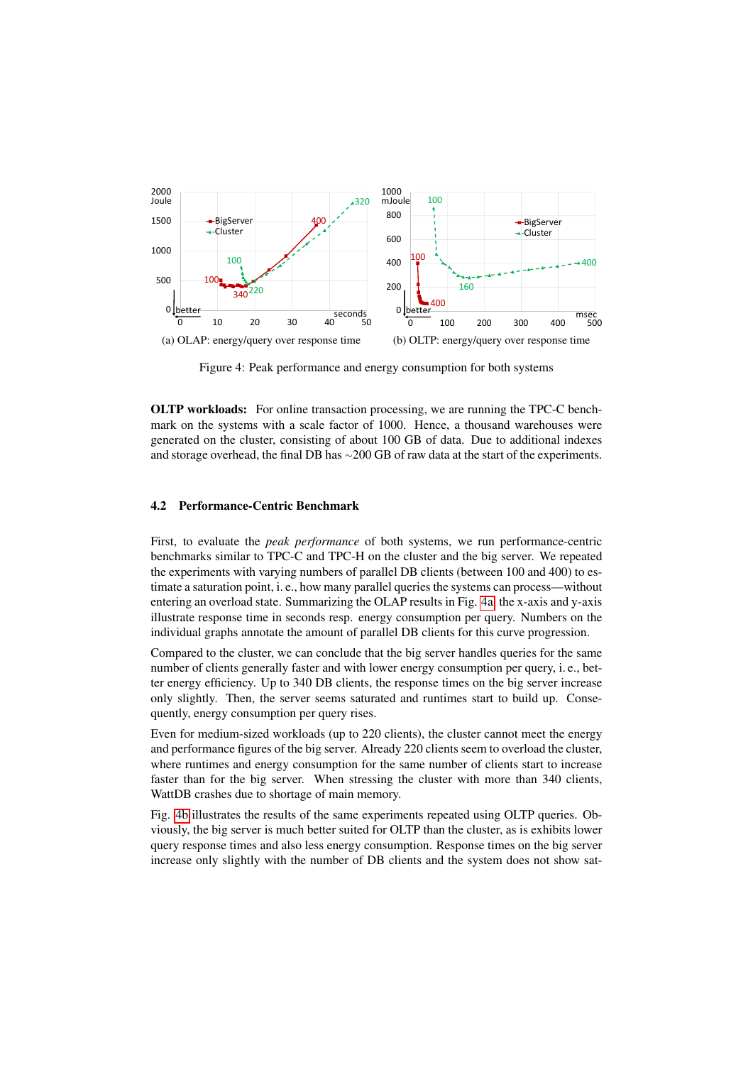(a) OLAP: energy/query over response time

(b) OLTP: energy/query over response time

Figure 4: Peak performance and energy consumption for both systems

**OLTP workloads:** For online transaction processing, we are running the TPC-C benchmark on the systems with a scale factor of 1000. Hence, a thousand warehouses were generated on the cluster, consisting of about 100 GB of data. Due to additional indexes and storage overhead, the final DB has ∼200 GB of raw data at the start of the experiments.

### 4.2 Performance-Centric Benchmark

First, to evaluate the *peak performance* of both systems, we run performance-centric benchmarks similar to TPC-C and TPC-H on the cluster and the big server. We repeated the experiments with varying numbers of parallel DB clients (between 100 and 400) to estimate a saturation point, i. e., how many parallel queries the systems can process—without entering an overload state. Summarizing the OLAP results in Fig. 4a, the x-axis and y-axis illustrate response time in seconds resp. energy consumption per query. Numbers on the individual graphs annotate the amount of parallel DB clients for this curve progression.

Compared to the cluster, we can conclude that the big server handles queries for the same number of clients generally faster and with lower energy consumption per query, i. e., better energy efficiency. Up to 340 DB clients, the response times on the big server increase only slightly. Then, the server seems saturated and runtimes start to build up. Consequently, energy consumption per query rises.

Even for medium-sized workloads (up to 220 clients), the cluster cannot meet the energy and performance figures of the big server. Already 220 clients seem to overload the cluster, where runtimes and energy consumption for the same number of clients start to increase faster than for the big server. When stressing the cluster with more than 340 clients, WattDB crashes due to shortage of main memory.

Fig. 4b illustrates the results of the same experiments repeated using OLTP queries. Obviously, the big server is much better suited for OLTP than the cluster, as is exhibits lower query response times and also less energy consumption. Response times on the big server increase only slightly with the number of DB clients and the system does not show sat-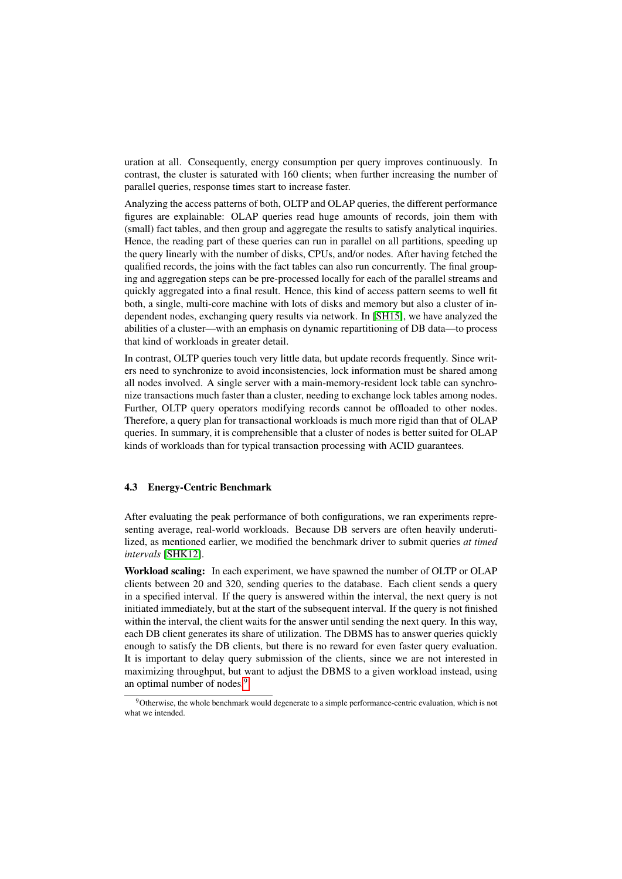uration at all. Consequently, energy consumption per query improves continuously. In contrast, the cluster is saturated with 160 clients; when further increasing the number of parallel queries, response times start to increase faster.

Analyzing the access patterns of both, OLTP and OLAP queries, the different performance figures are explainable: OLAP queries read huge amounts of records, join them with (small) fact tables, and then group and aggregate the results to satisfy analytical inquiries. Hence, the reading part of these queries can run in parallel on all partitions, speeding up the query linearly with the number of disks, CPUs, and/or nodes. After having fetched the qualified records, the joins with the fact tables can also run concurrently. The final grouping and aggregation steps can be pre-processed locally for each of the parallel streams and quickly aggregated into a final result. Hence, this kind of access pattern seems to well fit both, a single, multi-core machine with lots of disks and memory but also a cluster of independent nodes, exchanging query results via network. In [SH15], we have analyzed the abilities of a cluster—with an emphasis on dynamic repartitioning of DB data—to process that kind of workloads in greater detail.

In contrast, OLTP queries touch very little data, but update records frequently. Since writers need to synchronize to avoid inconsistencies, lock information must be shared among all nodes involved. A single server with a main-memory-resident lock table can synchronize transactions much faster than a cluster, needing to exchange lock tables among nodes. Further, OLTP query operators modifying records cannot be offloaded to other nodes. Therefore, a query plan for transactional workloads is much more rigid than that of OLAP queries. In summary, it is comprehensible that a cluster of nodes is better suited for OLAP kinds of workloads than for typical transaction processing with ACID guarantees.

### 4.3 Energy-Centric Benchmark

After evaluating the peak performance of both configurations, we ran experiments representing average, real-world workloads. Because DB servers are often heavily underutilized, as mentioned earlier, we modified the benchmark driver to submit queries *at timed intervals* [SHK12].

**Workload scaling:** In each experiment, we have spawned the number of OLTP or OLAP clients between 20 and 320, sending queries to the database. Each client sends a query in a specified interval. If the query is answered within the interval, the next query is not initiated immediately, but at the start of the subsequent interval. If the query is not finished within the interval, the client waits for the answer until sending the next query. In this way, each DB client generates its share of utilization. The DBMS has to answer queries quickly enough to satisfy the DB clients, but there is no reward for even faster query evaluation. It is important to delay query submission of the clients, since we are not interested in maximizing throughput, but want to adjust the DBMS to a given workload instead, using an optimal number of nodes.[9]

[9] Otherwise, the whole benchmark would degenerate to a simple performance-centric evaluation, which is not what we intended.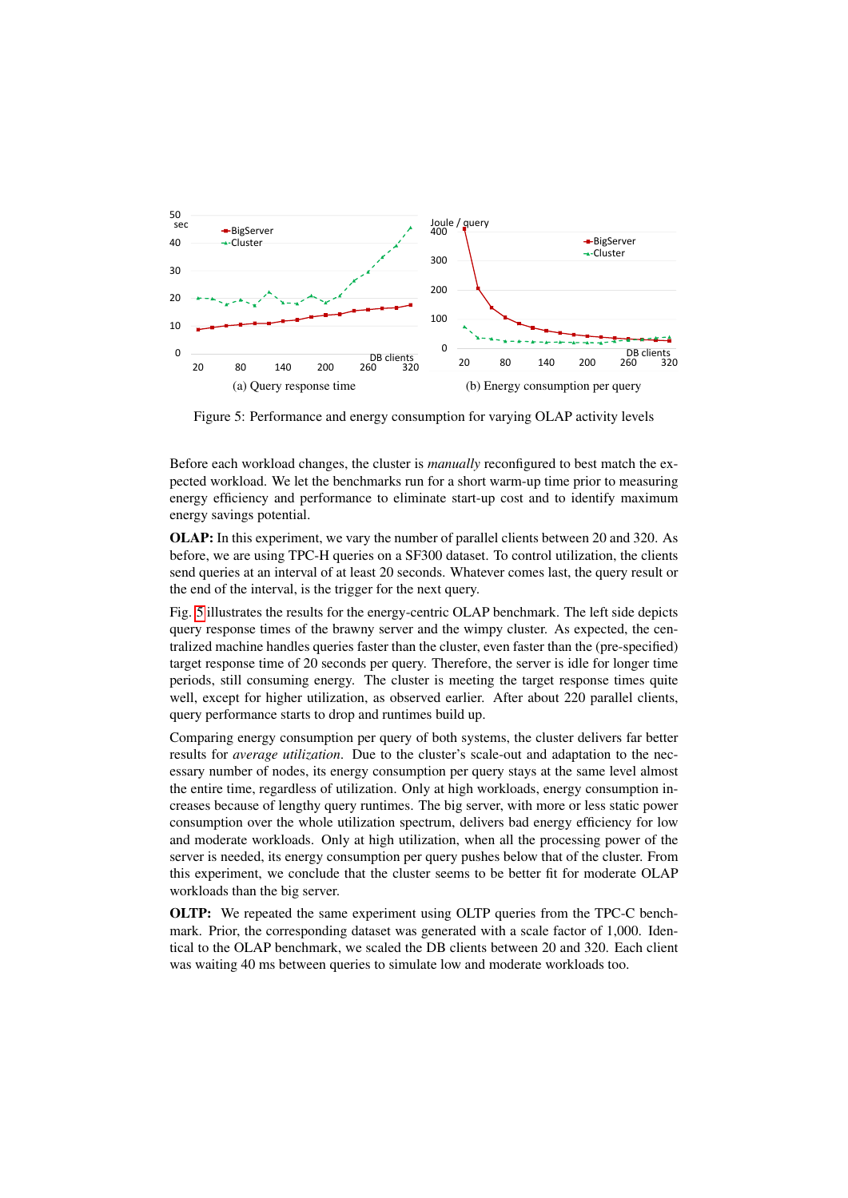(a) Query response time

(b) Energy consumption per query

Figure 5: Performance and energy consumption for varying OLAP activity levels

Before each workload changes, the cluster is *manually* reconfigured to best match the expected workload. We let the benchmarks run for a short warm-up time prior to measuring energy efficiency and performance to eliminate start-up cost and to identify maximum energy savings potential.

**OLAP:** In this experiment, we vary the number of parallel clients between 20 and 320. As before, we are using TPC-H queries on a SF300 dataset. To control utilization, the clients send queries at an interval of at least 20 seconds. Whatever comes last, the query result or the end of the interval, is the trigger for the next query.

Fig. 5 illustrates the results for the energy-centric OLAP benchmark. The left side depicts query response times of the brawny server and the wimpy cluster. As expected, the centralized machine handles queries faster than the cluster, even faster than the (pre-specified) target response time of 20 seconds per query. Therefore, the server is idle for longer time periods, still consuming energy. The cluster is meeting the target response times quite well, except for higher utilization, as observed earlier. After about 220 parallel clients, query performance starts to drop and runtimes build up.

Comparing energy consumption per query of both systems, the cluster delivers far better results for *average utilization*. Due to the cluster's scale-out and adaptation to the necessary number of nodes, its energy consumption per query stays at the same level almost the entire time, regardless of utilization. Only at high workloads, energy consumption increases because of lengthy query runtimes. The big server, with more or less static power consumption over the whole utilization spectrum, delivers bad energy efficiency for low and moderate workloads. Only at high utilization, when all the processing power of the server is needed, its energy consumption per query pushes below that of the cluster. From this experiment, we conclude that the cluster seems to be better fit for moderate OLAP workloads than the big server.

**OLTP:** We repeated the same experiment using OLTP queries from the TPC-C benchmark. Prior, the corresponding dataset was generated with a scale factor of 1,000. Identical to the OLAP benchmark, we scaled the DB clients between 20 and 320. Each client was waiting 40 ms between queries to simulate low and moderate workloads too.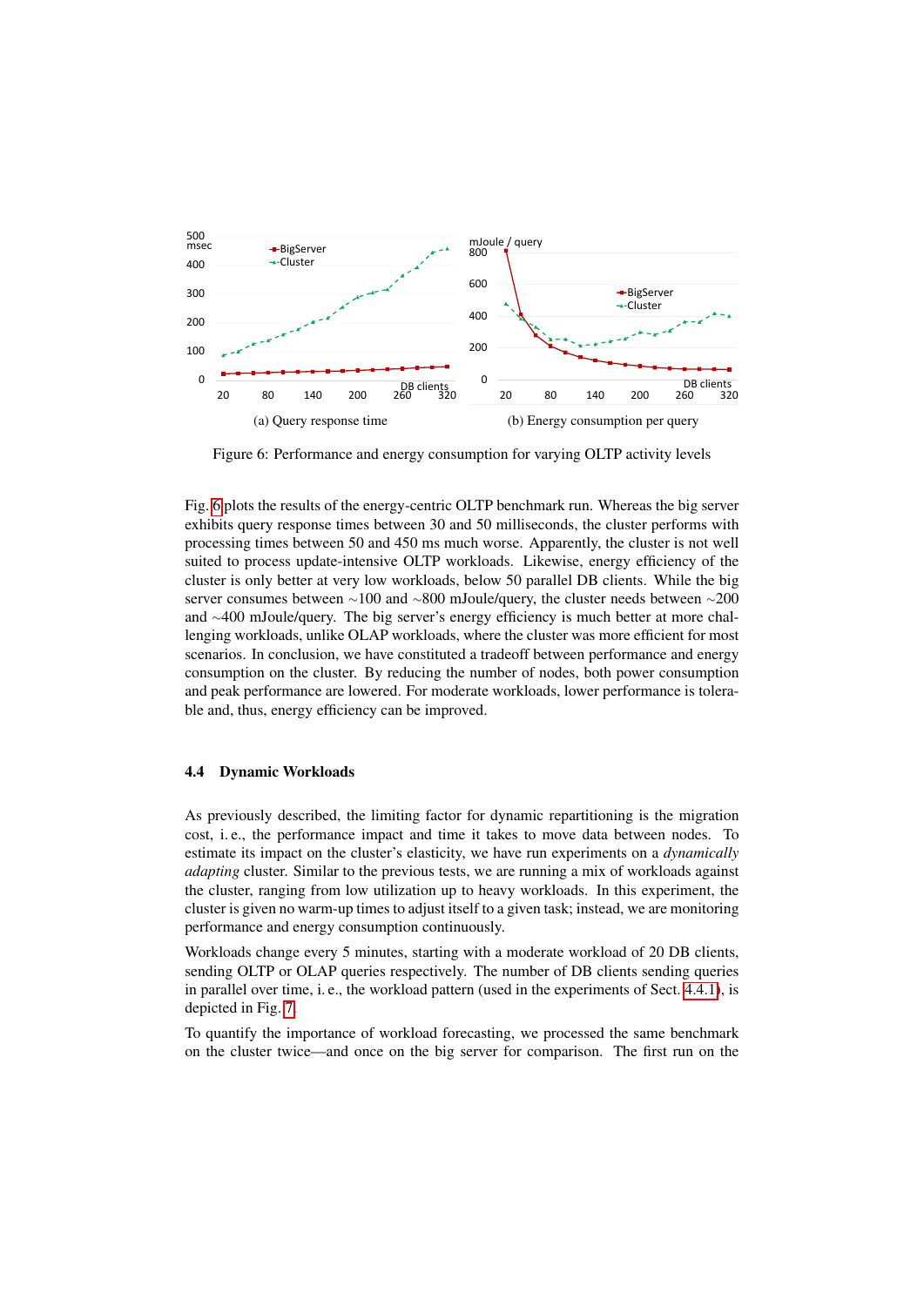(a) Query response time

(b) Energy consumption per query

Figure 6: Performance and energy consumption for varying OLTP activity levels

Fig. 6 plots the results of the energy-centric OLTP benchmark run. Whereas the big server exhibits query response times between 30 and 50 milliseconds, the cluster performs with processing times between 50 and 450 ms much worse. Apparently, the cluster is not well suited to process update-intensive OLTP workloads. Likewise, energy efficiency of the cluster is only better at very low workloads, below 50 parallel DB clients. While the big server consumes between ∼100 and ∼800 mJoule/query, the cluster needs between ∼200 and ∼400 mJoule/query. The big server's energy efficiency is much better at more challenging workloads, unlike OLAP workloads, where the cluster was more efficient for most scenarios. In conclusion, we have constituted a tradeoff between performance and energy consumption on the cluster. By reducing the number of nodes, both power consumption and peak performance are lowered. For moderate workloads, lower performance is tolerable and, thus, energy efficiency can be improved.

### 4.4 Dynamic Workloads

As previously described, the limiting factor for dynamic repartitioning is the migration cost, i. e., the performance impact and time it takes to move data between nodes. To estimate its impact on the cluster's elasticity, we have run experiments on a *dynamically adapting* cluster. Similar to the previous tests, we are running a mix of workloads against the cluster, ranging from low utilization up to heavy workloads. In this experiment, the cluster is given no warm-up times to adjust itself to a given task; instead, we are monitoring performance and energy consumption continuously.

Workloads change every 5 minutes, starting with a moderate workload of 20 DB clients, sending OLTP or OLAP queries respectively. The number of DB clients sending queries in parallel over time, i. e., the workload pattern (used in the experiments of Sect. 4.4.1), is depicted in Fig. 7.

To quantify the importance of workload forecasting, we processed the same benchmark on the cluster twice—and once on the big server for comparison. The first run on the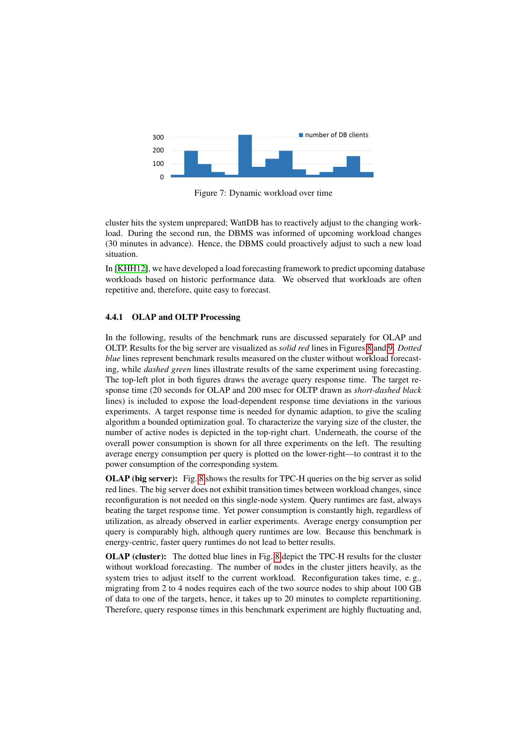Figure 7: Dynamic workload over time

cluster hits the system unprepared; WattDB has to reactively adjust to the changing workload. During the second run, the DBMS was informed of upcoming workload changes (30 minutes in advance). Hence, the DBMS could proactively adjust to such a new load situation.

In [KHH12], we have developed a load forecasting framework to predict upcoming database workloads based on historic performance data. We observed that workloads are often repetitive and, therefore, quite easy to forecast.

#### 4.4.1 OLAP and OLTP Processing

In the following, results of the benchmark runs are discussed separately for OLAP and OLTP. Results for the big server are visualized as *solid red* lines in Figures 8 and 9. *Dotted blue* lines represent benchmark results measured on the cluster without workload forecasting, while *dashed green* lines illustrate results of the same experiment using forecasting. The top-left plot in both figures draws the average query response time. The target response time (20 seconds for OLAP and 200 msec for OLTP drawn as *short-dashed black* lines) is included to expose the load-dependent response time deviations in the various experiments. A target response time is needed for dynamic adaption, to give the scaling algorithm a bounded optimization goal. To characterize the varying size of the cluster, the number of active nodes is depicted in the top-right chart. Underneath, the course of the overall power consumption is shown for all three experiments on the left. The resulting average energy consumption per query is plotted on the lower-right—to contrast it to the power consumption of the corresponding system.

**OLAP (big server):** Fig. 8 shows the results for TPC-H queries on the big server as solid red lines. The big server does not exhibit transition times between workload changes, since reconfiguration is not needed on this single-node system. Query runtimes are fast, always beating the target response time. Yet power consumption is constantly high, regardless of utilization, as already observed in earlier experiments. Average energy consumption per query is comparably high, although query runtimes are low. Because this benchmark is energy-centric, faster query runtimes do not lead to better results.

**OLAP (cluster):** The dotted blue lines in Fig. 8 depict the TPC-H results for the cluster without workload forecasting. The number of nodes in the cluster jitters heavily, as the system tries to adjust itself to the current workload. Reconfiguration takes time, e. g., migrating from 2 to 4 nodes requires each of the two source nodes to ship about 100 GB of data to one of the targets, hence, it takes up to 20 minutes to complete repartitioning. Therefore, query response times in this benchmark experiment are highly fluctuating and,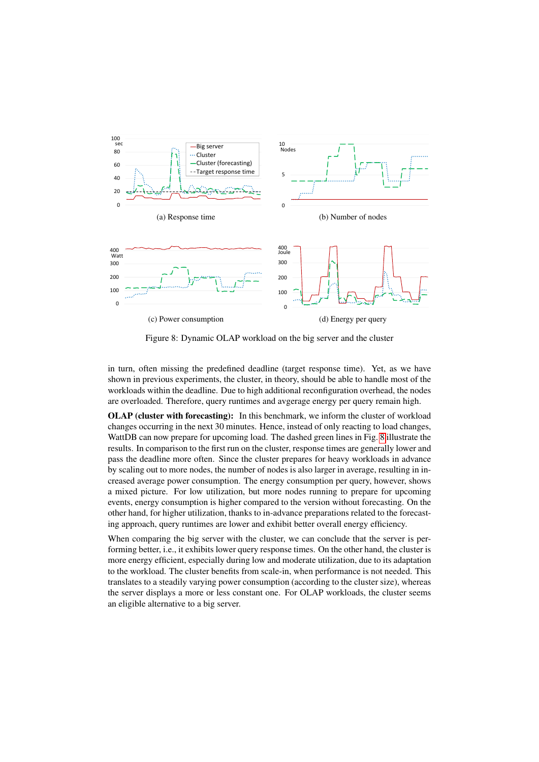(a) Response time

(b) Number of nodes

(c) Power consumption

(d) Energy per query

Figure 8: Dynamic OLAP workload on the big server and the cluster

in turn, often missing the predefined deadline (target response time). Yet, as we have shown in previous experiments, the cluster, in theory, should be able to handle most of the workloads within the deadline. Due to high additional reconfiguration overhead, the nodes are overloaded. Therefore, query runtimes and avgerage energy per query remain high.

**OLAP (cluster with forecasting):** In this benchmark, we inform the cluster of workload changes occurring in the next 30 minutes. Hence, instead of only reacting to load changes, WattDB can now prepare for upcoming load. The dashed green lines in Fig. 8 illustrate the results. In comparison to the first run on the cluster, response times are generally lower and pass the deadline more often. Since the cluster prepares for heavy workloads in advance by scaling out to more nodes, the number of nodes is also larger in average, resulting in increased average power consumption. The energy consumption per query, however, shows a mixed picture. For low utilization, but more nodes running to prepare for upcoming events, energy consumption is higher compared to the version without forecasting. On the other hand, for higher utilization, thanks to in-advance preparations related to the forecasting approach, query runtimes are lower and exhibit better overall energy efficiency.

When comparing the big server with the cluster, we can conclude that the server is performing better, i.e., it exhibits lower query response times. On the other hand, the cluster is more energy efficient, especially during low and moderate utilization, due to its adaptation to the workload. The cluster benefits from scale-in, when performance is not needed. This translates to a steadily varying power consumption (according to the cluster size), whereas the server displays a more or less constant one. For OLAP workloads, the cluster seems an eligible alternative to a big server.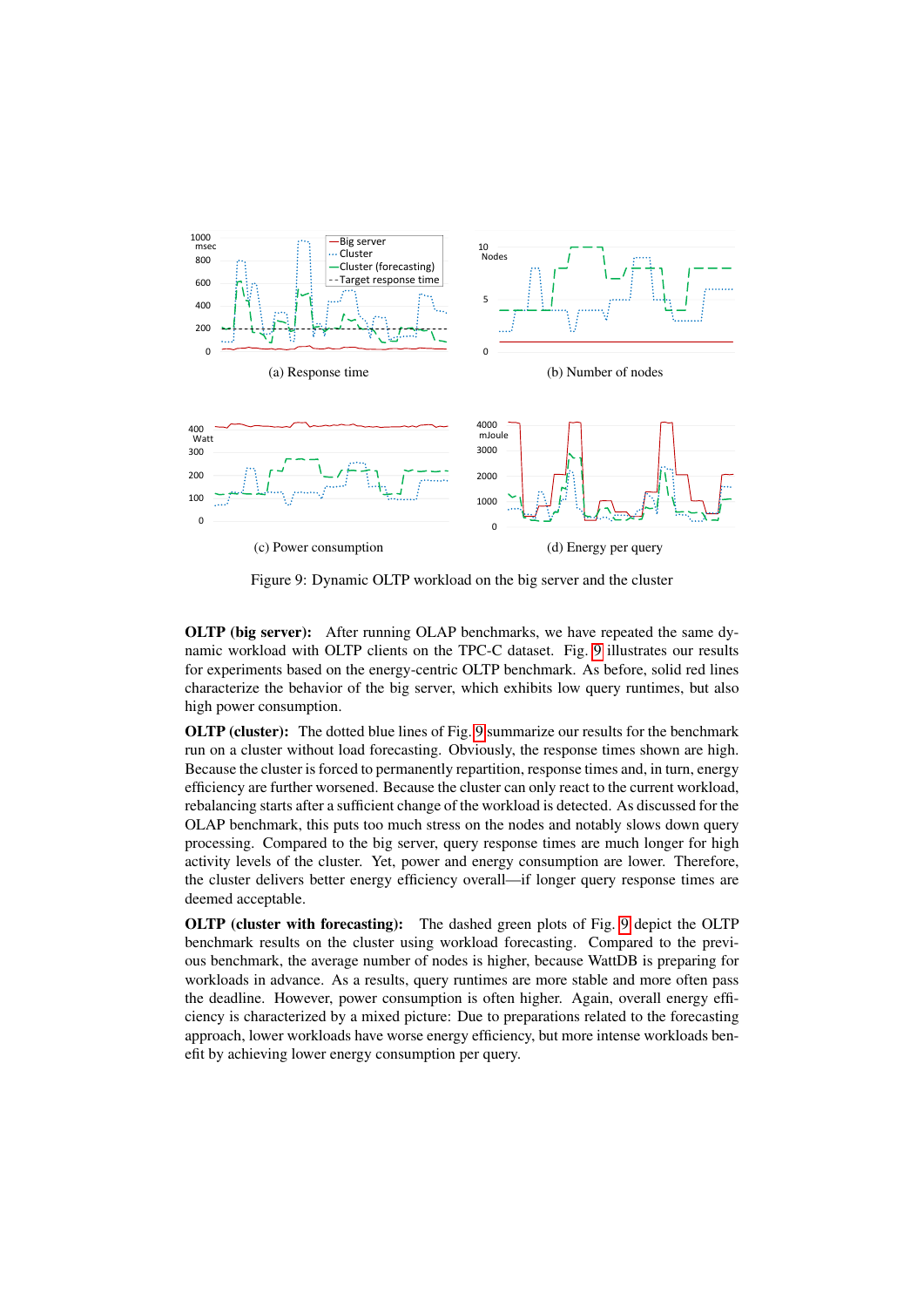(a) Response time

(b) Number of nodes

(c) Power consumption

(d) Energy per query

Figure 9: Dynamic OLTP workload on the big server and the cluster

**OLTP (big server):** After running OLAP benchmarks, we have repeated the same dynamic workload with OLTP clients on the TPC-C dataset. Fig. 9 illustrates our results for experiments based on the energy-centric OLTP benchmark. As before, solid red lines characterize the behavior of the big server, which exhibits low query runtimes, but also high power consumption.

**OLTP (cluster):** The dotted blue lines of Fig. 9 summarize our results for the benchmark run on a cluster without load forecasting. Obviously, the response times shown are high. Because the cluster is forced to permanently repartition, response times and, in turn, energy efficiency are further worsened. Because the cluster can only react to the current workload, rebalancing starts after a sufficient change of the workload is detected. As discussed for the OLAP benchmark, this puts too much stress on the nodes and notably slows down query processing. Compared to the big server, query response times are much longer for high activity levels of the cluster. Yet, power and energy consumption are lower. Therefore, the cluster delivers better energy efficiency overall—if longer query response times are deemed acceptable.

**OLTP (cluster with forecasting):** The dashed green plots of Fig. 9 depict the OLTP benchmark results on the cluster using workload forecasting. Compared to the previous benchmark, the average number of nodes is higher, because WattDB is preparing for workloads in advance. As a results, query runtimes are more stable and more often pass the deadline. However, power consumption is often higher. Again, overall energy efficiency is characterized by a mixed picture: Due to preparations related to the forecasting approach, lower workloads have worse energy efficiency, but more intense workloads benefit by achieving lower energy consumption per query.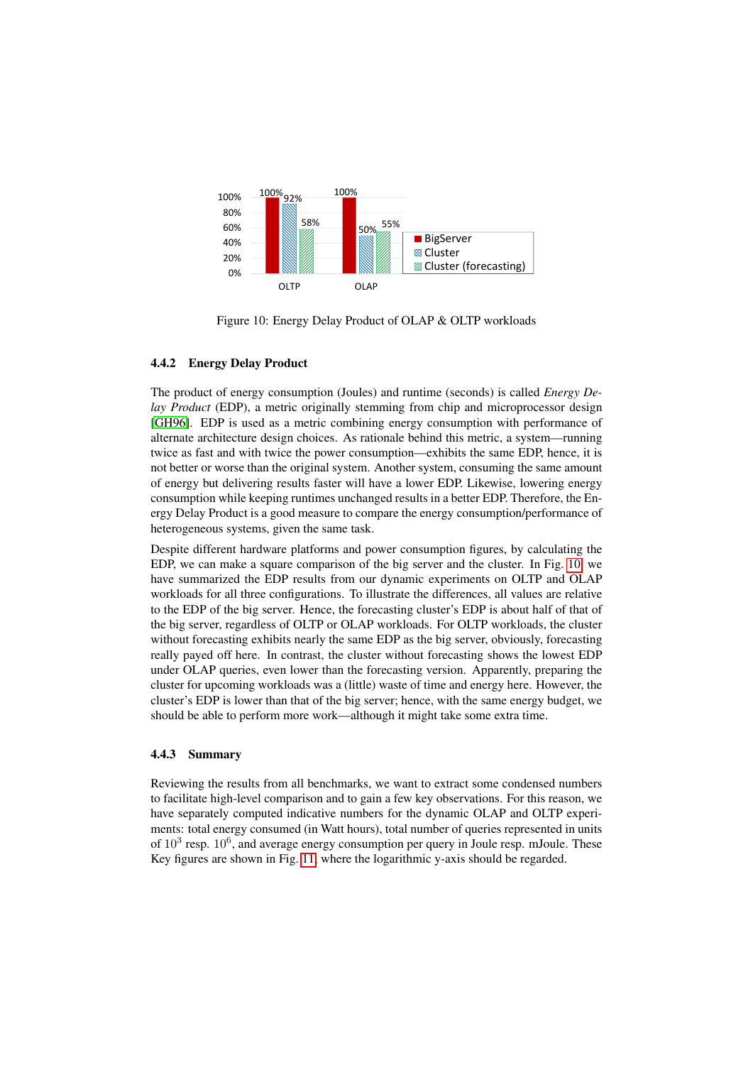Figure 10: Energy Delay Product of OLAP & OLTP workloads

#### 4.4.2 Energy Delay Product

The product of energy consumption (Joules) and runtime (seconds) is called *Energy Delay Product* (EDP), a metric originally stemming from chip and microprocessor design [GH96]. EDP is used as a metric combining energy consumption with performance of alternate architecture design choices. As rationale behind this metric, a system—running twice as fast and with twice the power consumption—exhibits the same EDP, hence, it is not better or worse than the original system. Another system, consuming the same amount of energy but delivering results faster will have a lower EDP. Likewise, lowering energy consumption while keeping runtimes unchanged results in a better EDP. Therefore, the Energy Delay Product is a good measure to compare the energy consumption/performance of heterogeneous systems, given the same task.

Despite different hardware platforms and power consumption figures, by calculating the EDP, we can make a square comparison of the big server and the cluster. In Fig. 10 we have summarized the EDP results from our dynamic experiments on OLTP and OLAP workloads for all three configurations. To illustrate the differences, all values are relative to the EDP of the big server. Hence, the forecasting cluster's EDP is about half of that of the big server, regardless of OLTP or OLAP workloads. For OLTP workloads, the cluster without forecasting exhibits nearly the same EDP as the big server, obviously, forecasting really payed off here. In contrast, the cluster without forecasting shows the lowest EDP under OLAP queries, even lower than the forecasting version. Apparently, preparing the cluster for upcoming workloads was a (little) waste of time and energy here. However, the cluster's EDP is lower than that of the big server; hence, with the same energy budget, we should be able to perform more work—although it might take some extra time.

#### 4.4.3 Summary

Reviewing the results from all benchmarks, we want to extract some condensed numbers to facilitate high-level comparison and to gain a few key observations. For this reason, we have separately computed indicative numbers for the dynamic OLAP and OLTP experiments: total energy consumed (in Watt hours), total number of queries represented in units of $10^3$ resp. $10^6$, and average energy consumption per query in Joule resp. mJoule. These Key figures are shown in Fig. 11, where the logarithmic y-axis should be regarded.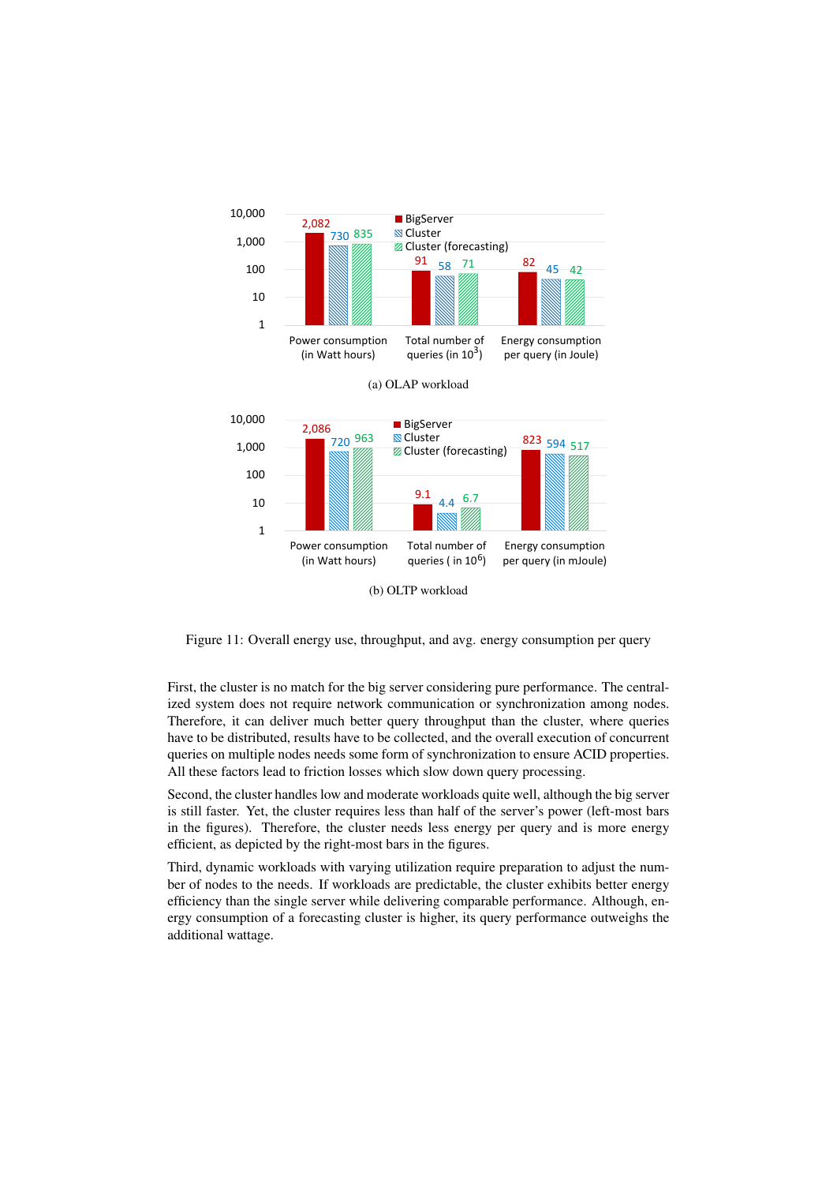Figure 11: Overall energy use, throughput, and avg. energy consumption per query

(a) OLAP workload

(b) OLTP workload

First, the cluster is no match for the big server considering pure performance. The centralized system does not require network communication or synchronization among nodes. Therefore, it can deliver much better query throughput than the cluster, where queries have to be distributed, results have to be collected, and the overall execution of concurrent queries on multiple nodes needs some form of synchronization to ensure ACID properties. All these factors lead to friction losses which slow down query processing.

Second, the cluster handles low and moderate workloads quite well, although the big server is still faster. Yet, the cluster requires less than half of the server's power (left-most bars in the figures). Therefore, the cluster needs less energy per query and is more energy efficient, as depicted by the right-most bars in the figures.

Third, dynamic workloads with varying utilization require preparation to adjust the number of nodes to the needs. If workloads are predictable, the cluster exhibits better energy efficiency than the single server while delivering comparable performance. Although, energy consumption of a forecasting cluster is higher, its query performance outweighs the additional wattage.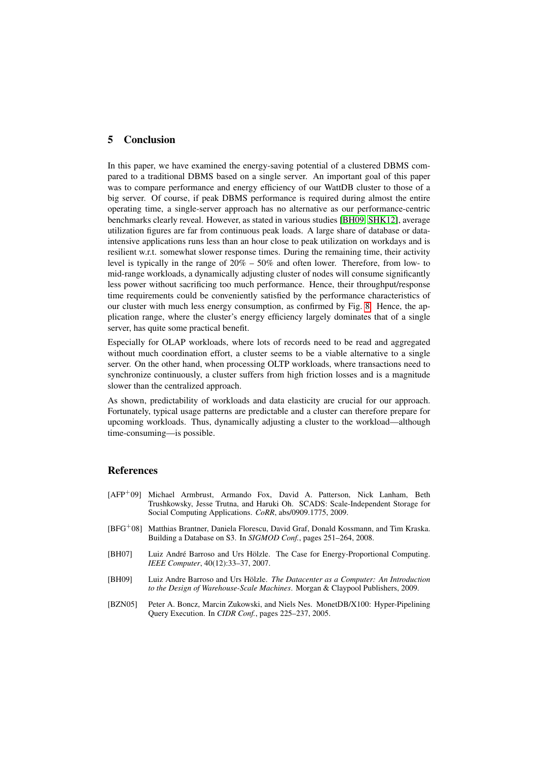## 5 Conclusion

In this paper, we have examined the energy-saving potential of a clustered DBMS compared to a traditional DBMS based on a single server. An important goal of this paper was to compare performance and energy efficiency of our WattDB cluster to those of a big server. Of course, if peak DBMS performance is required during almost the entire operating time, a single-server approach has no alternative as our performance-centric benchmarks clearly reveal. However, as stated in various studies [BH09, SHK12], average utilization figures are far from continuous peak loads. A large share of database or data-intensive applications runs less than an hour close to peak utilization on workdays and is resilient w.r.t. somewhat slower response times. During the remaining time, their activity level is typically in the range of 20% – 50% and often lower. Therefore, from low- to mid-range workloads, a dynamically adjusting cluster of nodes will consume significantly less power without sacrificing too much performance. Hence, their throughput/response time requirements could be conveniently satisfied by the performance characteristics of our cluster with much less energy consumption, as confirmed by Fig. 8. Hence, the application range, where the cluster's energy efficiency largely dominates that of a single server, has quite some practical benefit.

Especially for OLAP workloads, where lots of records need to be read and aggregated without much coordination effort, a cluster seems to be a viable alternative to a single server. On the other hand, when processing OLTP workloads, where transactions need to synchronize continuously, a cluster suffers from high friction losses and is a magnitude slower than the centralized approach.

As shown, predictability of workloads and data elasticity are crucial for our approach. Fortunately, typical usage patterns are predictable and a cluster can therefore prepare for upcoming workloads. Thus, dynamically adjusting a cluster to the workload—although time-consuming—is possible.

## References

[AFP+09] Michael Armbrust, Armando Fox, David A. Patterson, Nick Lanham, Beth Trushkowsky, Jesse Trutna, and Haruki Oh. SCADS: Scale-Independent Storage for Social Computing Applications. *CoRR*, abs/0909.1775, 2009.

[BFG+08] Matthias Brantner, Daniela Florescu, David Graf, Donald Kossmann, and Tim Kraska. Building a Database on S3. In *SIGMOD Conf.*, pages 251–264, 2008.

[BH07] Luiz André Barroso and Urs Hölzle. The Case for Energy-Proportional Computing. *IEEE Computer*, 40(12):33–37, 2007.

[BH09] Luiz Andre Barroso and Urs Hölzle. *The Datacenter as a Computer: An Introduction to the Design of Warehouse-Scale Machines*. Morgan & Claypool Publishers, 2009.

[BZN05] Peter A. Boncz, Marcin Zukowski, and Niels Nes. MonetDB/X100: Hyper-Pipelining Query Execution. In *CIDR Conf.*, pages 225–237, 2005.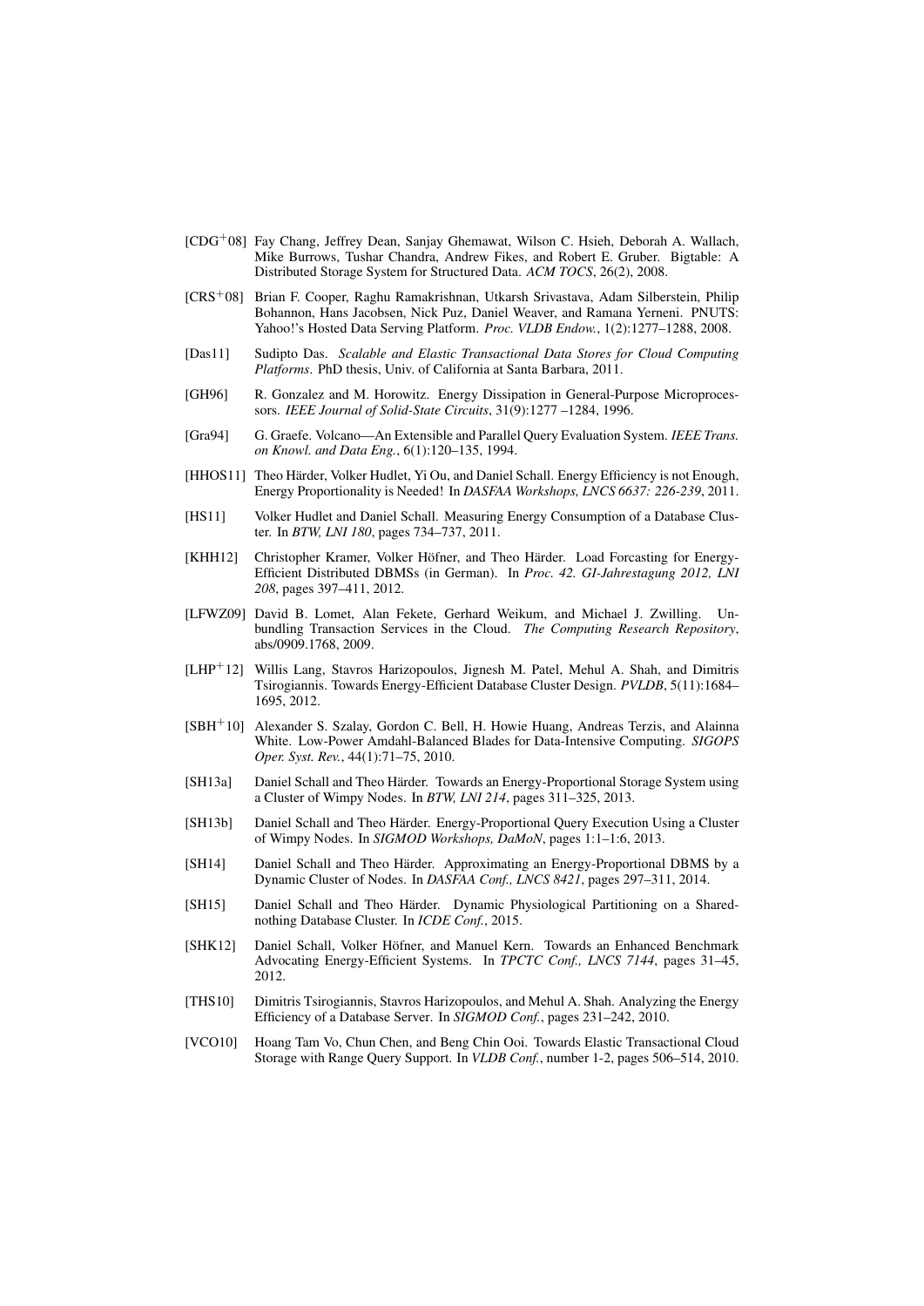[CDG+08] Fay Chang, Jeffrey Dean, Sanjay Ghemawat, Wilson C. Hsieh, Deborah A. Wallach, Mike Burrows, Tushar Chandra, Andrew Fikes, and Robert E. Gruber. Bigtable: A Distributed Storage System for Structured Data. *ACM TOCS*, 26(2), 2008.

[CRS+08] Brian F. Cooper, Raghu Ramakrishnan, Utkarsh Srivastava, Adam Silberstein, Philip Bohannon, Hans Jacobsen, Nick Puz, Daniel Weaver, and Ramana Yerneni. PNUTS: Yahoo!'s Hosted Data Serving Platform. *Proc. VLDB Endow.*, 1(2):1277–1288, 2008.

[Das11] Sudipto Das. *Scalable and Elastic Transactional Data Stores for Cloud Computing Platforms*. PhD thesis, Univ. of California at Santa Barbara, 2011.

[GH96] R. Gonzalez and M. Horowitz. Energy Dissipation in General-Purpose Microprocessors. *IEEE Journal of Solid-State Circuits*, 31(9):1277 –1284, 1996.

[Gra94] G. Graefe. Volcano—An Extensible and Parallel Query Evaluation System. *IEEE Trans. on Knowl. and Data Eng.*, 6(1):120–135, 1994.

[HHOS11] Theo Härder, Volker Hudlet, Yi Ou, and Daniel Schall. Energy Efficiency is not Enough, Energy Proportionality is Needed! In *DASFAA Workshops, LNCS 6637: 226-239*, 2011.

[HS11] Volker Hudlet and Daniel Schall. Measuring Energy Consumption of a Database Cluster. In *BTW, LNI 180*, pages 734–737, 2011.

[KHH12] Christopher Kramer, Volker Höfner, and Theo Härder. Load Forcasting for Energy-Efficient Distributed DBMSs (in German). In *Proc. 42. GI-Jahrestagung 2012, LNI 208*, pages 397–411, 2012.

[LFWZ09] David B. Lomet, Alan Fekete, Gerhard Weikum, and Michael J. Zwilling. Unbundling Transaction Services in the Cloud. *The Computing Research Repository*, abs/0909.1768, 2009.

[LHP+12] Willis Lang, Stavros Harizopoulos, Jignesh M. Patel, Mehul A. Shah, and Dimitris Tsirogiannis. Towards Energy-Efficient Database Cluster Design. *PVLDB*, 5(11):1684–1695, 2012.

[SBH+10] Alexander S. Szalay, Gordon C. Bell, H. Howie Huang, Andreas Terzis, and Alainna White. Low-Power Amdahl-Balanced Blades for Data-Intensive Computing. *SIGOPS Oper. Syst. Rev.*, 44(1):71–75, 2010.

[SH13a] Daniel Schall and Theo Härder. Towards an Energy-Proportional Storage System using a Cluster of Wimpy Nodes. In *BTW, LNI 214*, pages 311–325, 2013.

[SH13b] Daniel Schall and Theo Härder. Energy-Proportional Query Execution Using a Cluster of Wimpy Nodes. In *SIGMOD Workshops, DaMoN*, pages 1:1–1:6, 2013.

[SH14] Daniel Schall and Theo Härder. Approximating an Energy-Proportional DBMS by a Dynamic Cluster of Nodes. In *DASFAA Conf., LNCS 8421*, pages 297–311, 2014.

[SH15] Daniel Schall and Theo Härder. Dynamic Physiological Partitioning on a Shared-nothing Database Cluster. In *ICDE Conf.*, 2015.

[SHK12] Daniel Schall, Volker Höfner, and Manuel Kern. Towards an Enhanced Benchmark Advocating Energy-Efficient Systems. In *TPCTC Conf., LNCS 7144*, pages 31–45, 2012.

[THS10] Dimitris Tsirogiannis, Stavros Harizopoulos, and Mehul A. Shah. Analyzing the Energy Efficiency of a Database Server. In *SIGMOD Conf.*, pages 231–242, 2010.

[VCO10] Hoang Tam Vo, Chun Chen, and Beng Chin Ooi. Towards Elastic Transactional Cloud Storage with Range Query Support. In *VLDB Conf.*, number 1-2, pages 506–514, 2010.